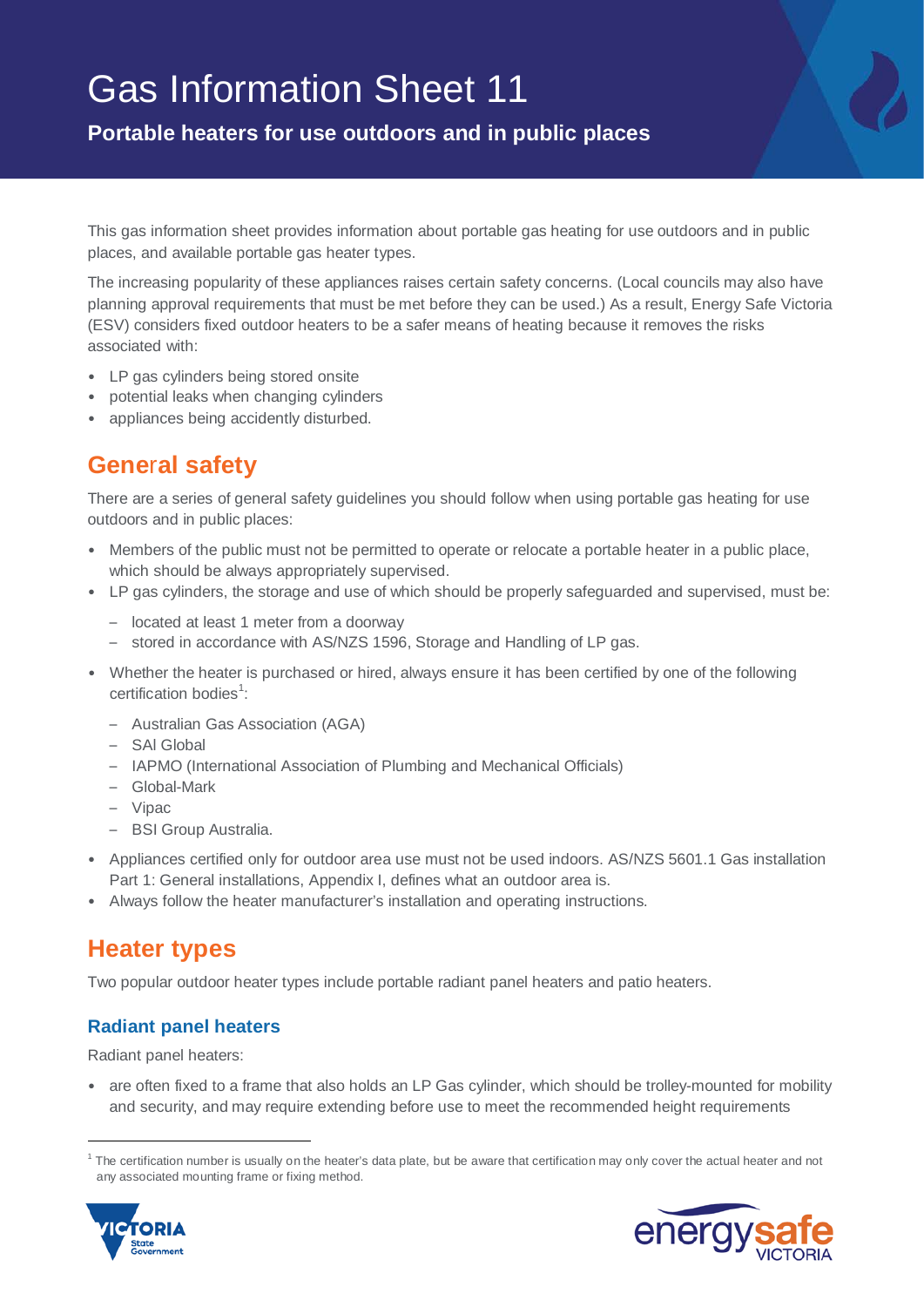# Gas Information Sheet 11

## Portable heaters for use outdoors and in public places

This gas information sheet provides information about portable gas heating for use outdoors and in public places, and available portable gas heater types.

The increasing popularity of these appliances raises certain safety concerns. (Local councils may also have planning approval requirements that must be met before they can be used.) As a result, Energy Safe Victoria (ESV) considers fixed outdoor heaters to be a safer means of heating because it removes the risks associated with:

- LP gas cylinders being stored onsite
- potential leaks when changing cylinders
- appliances being accidently disturbed.

## General safety

There are a series of general safety guidelines you should follow when using portable gas heating for use outdoors and in public places:

- Members of the public must not be permitted to operate or relocate a portable heater in a public place, which should be always appropriately supervised.
- LP gas cylinders, the storage and use of which should be properly safeguarded and supervised, must be:
  - located at least 1 meter from a doorway
  - stored in accordance with AS/NZS 1596, Storage and Handling of LP gas.
- Whether the heater is purchased or hired, always ensure it has been certified by one of the following certification bodies[1]:
  - Australian Gas Association (AGA)
  - SAI Global
  - IAPMO (International Association of Plumbing and Mechanical Officials)
  - Global-Mark
  - Vipac
  - BSI Group Australia.
- Appliances certified only for outdoor area use must not be used indoors. AS/NZS 5601.1 Gas installation Part 1: General installations, Appendix I, defines what an outdoor area is.
- Always follow the heater manufacturer's installation and operating instructions.

## Heater types

Two popular outdoor heater types include portable radiant panel heaters and patio heaters.

### Radiant panel heaters

Radiant panel heaters:

- are often fixed to a frame that also holds an LP Gas cylinder, which should be trolley-mounted for mobility and security, and may require extending before use to meet the recommended height requirements

[1] The certification number is usually on the heater's data plate, but be aware that certification may only cover the actual heater and not any associated mounting frame or fixing method.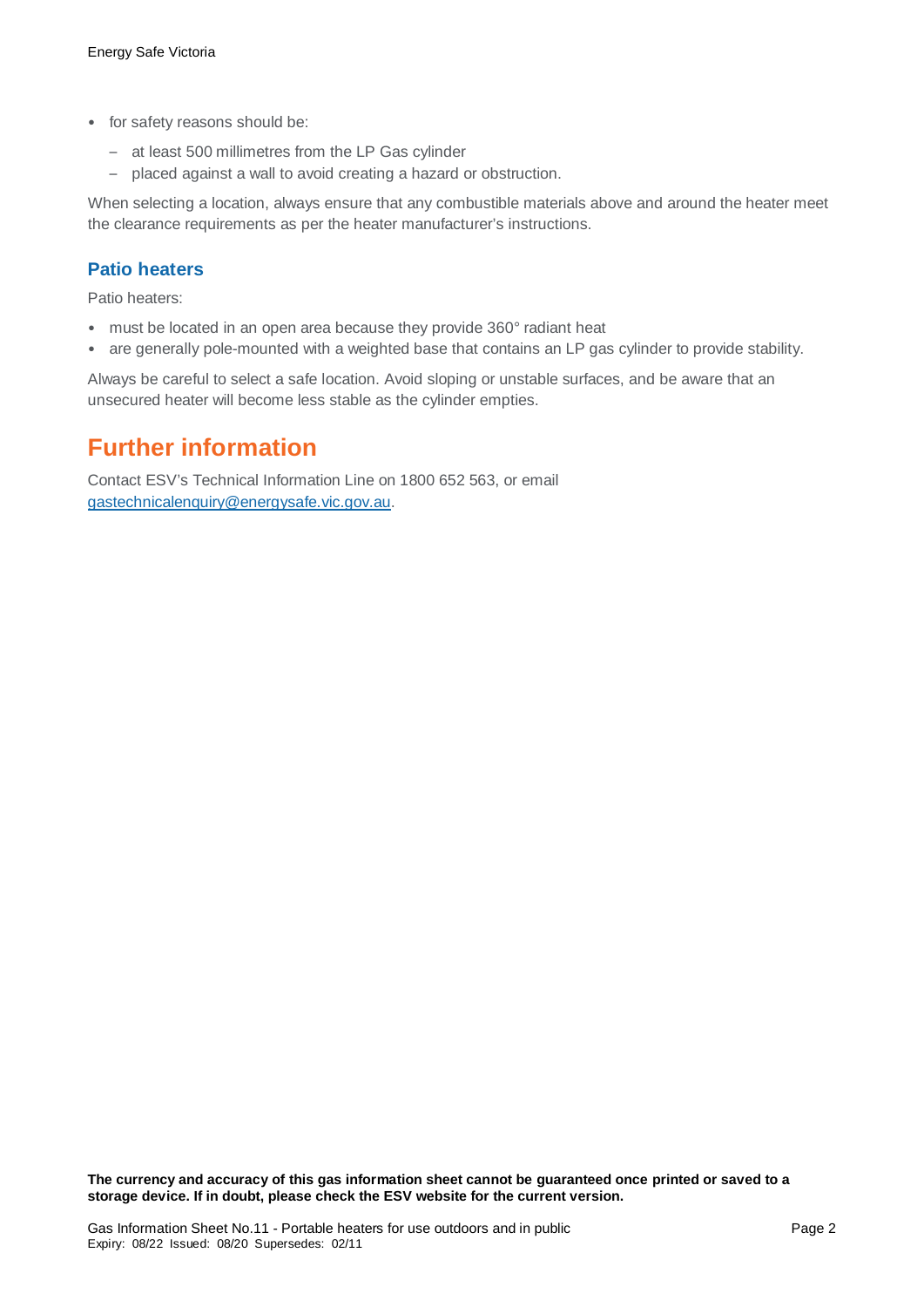- for safety reasons should be:
  - at least 500 millimetres from the LP Gas cylinder
  - placed against a wall to avoid creating a hazard or obstruction.

When selecting a location, always ensure that any combustible materials above and around the heater meet the clearance requirements as per the heater manufacturer's instructions.

### Patio heaters

Patio heaters:

- must be located in an open area because they provide 360° radiant heat
- are generally pole-mounted with a weighted base that contains an LP gas cylinder to provide stability.

Always be careful to select a safe location. Avoid sloping or unstable surfaces, and be aware that an unsecured heater will become less stable as the cylinder empties.

## Further information

Contact ESV's Technical Information Line on 1800 652 563, or email gastechnicalenquiry@energysafe.vic.gov.au.

**The currency and accuracy of this gas information sheet cannot be guaranteed once printed or saved to a storage device. If in doubt, please check the ESV website for the current version.**

Gas Information Sheet No.11 - Portable heaters for use outdoors and in public
Expiry: 08/22 Issued: 08/20 Supersedes: 02/11